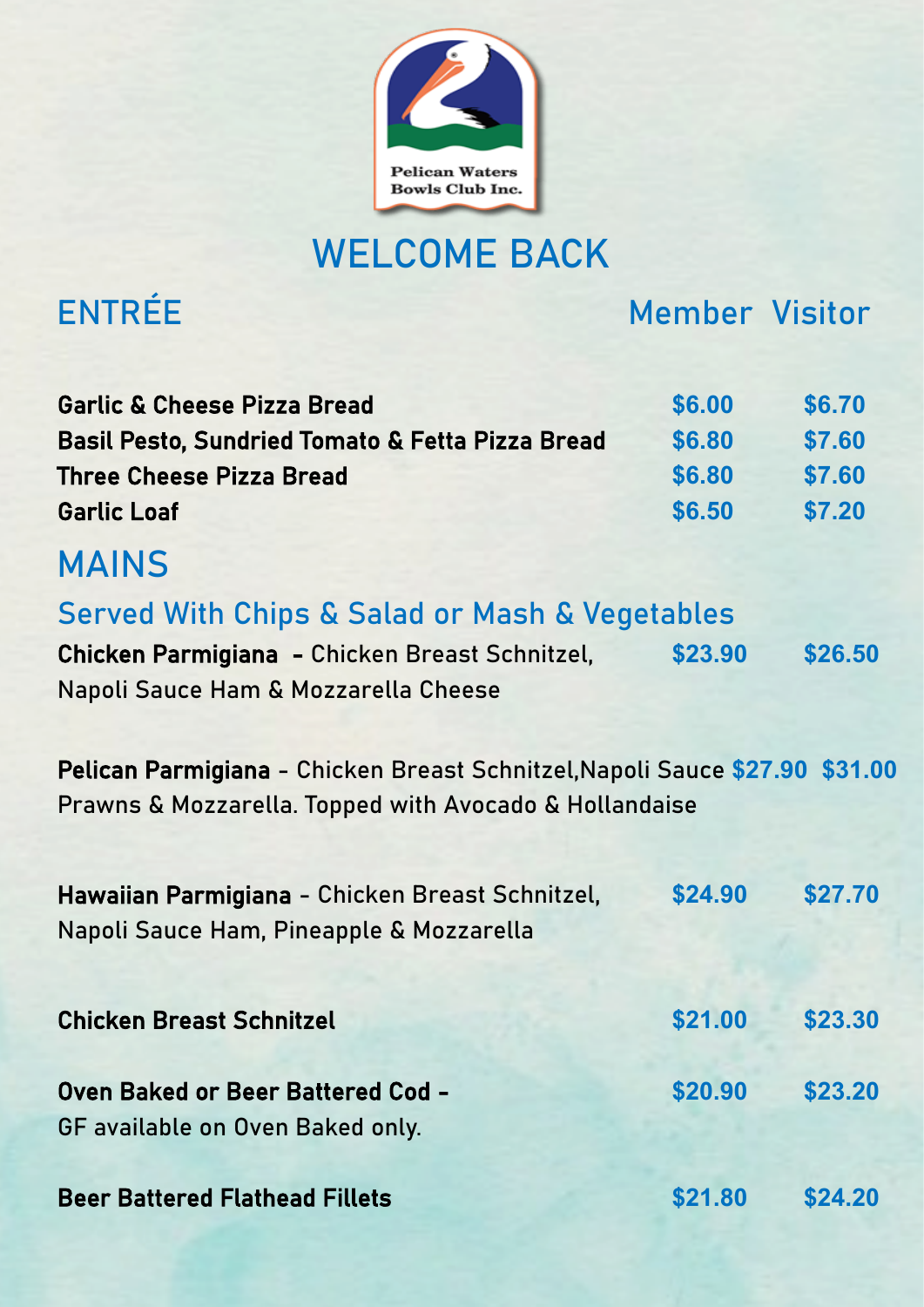Pelican Waters Bowls Club Inc.

# WELCOME BACK

## ENTRÉE

| | Member | Visitor |
|---|---|---|
| **Garlic & Cheese Pizza Bread** | $6.00 | $6.70 |
| **Basil Pesto, Sundried Tomato & Fetta Pizza Bread** | $6.80 | $7.60 |
| **Three Cheese Pizza Bread** | $6.80 | $7.60 |
| **Garlic Loaf** | $6.50 | $7.20 |

## MAINS

### Served With Chips & Salad or Mash & Vegetables

| | Member | Visitor |
|---|---|---|
| **Chicken Parmigiana** - Chicken Breast Schnitzel, Napoli Sauce Ham & Mozzarella Cheese | $23.90 | $26.50 |
| **Pelican Parmigiana** - Chicken Breast Schnitzel,Napoli Sauce Prawns & Mozzarella. Topped with Avocado & Hollandaise | $27.90 | $31.00 |
| **Hawaiian Parmigiana** - Chicken Breast Schnitzel, Napoli Sauce Ham, Pineapple & Mozzarella | $24.90 | $27.70 |
| **Chicken Breast Schnitzel** | $21.00 | $23.30 |
| **Oven Baked or Beer Battered Cod -** GF available on Oven Baked only. | $20.90 | $23.20 |
| **Beer Battered Flathead Fillets** | $21.80 | $24.20 |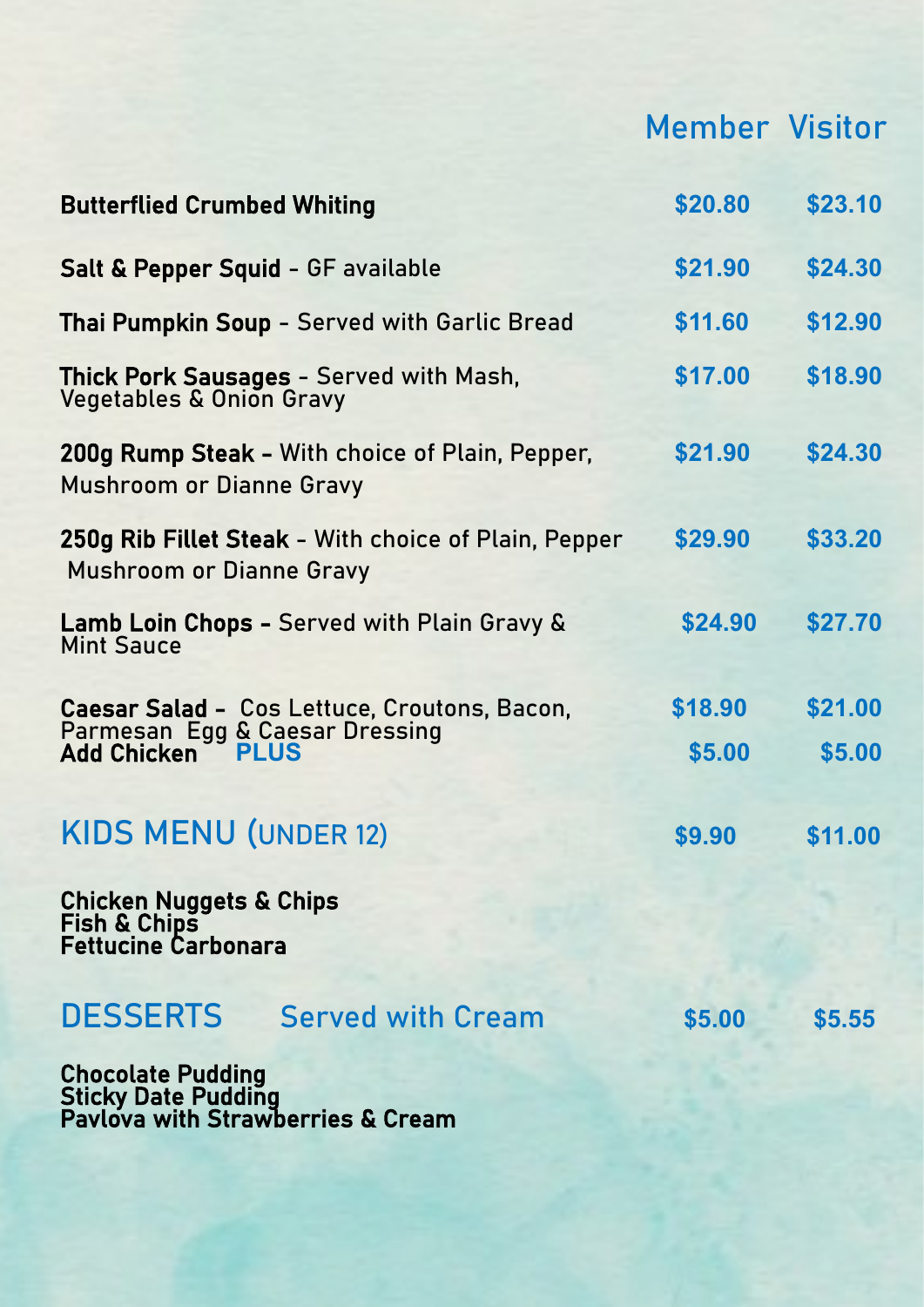| | Member | Visitor |
|---|---|---|
| **Butterflied Crumbed Whiting** | $20.80 | $23.10 |
| **Salt & Pepper Squid** - GF available | $21.90 | $24.30 |
| **Thai Pumpkin Soup** - Served with Garlic Bread | $11.60 | $12.90 |
| **Thick Pork Sausages** - Served with Mash, Vegetables & Onion Gravy | $17.00 | $18.90 |
| **200g Rump Steak -** With choice of Plain, Pepper, Mushroom or Dianne Gravy | $21.90 | $24.30 |
| **250g Rib Fillet Steak** - With choice of Plain, Pepper Mushroom or Dianne Gravy | $29.90 | $33.20 |
| **Lamb Loin Chops -** Served with Plain Gravy & Mint Sauce | $24.90 | $27.70 |
| **Caesar Salad -** Cos Lettuce, Croutons, Bacon, Parmesan Egg & Caesar Dressing | $18.90 | $21.00 |
| **Add Chicken PLUS** | $5.00 | $5.00 |

## KIDS MENU (UNDER 12) — $9.90 / $11.00

**Chicken Nuggets & Chips**
**Fish & Chips**
**Fettucine Carbonara**

## DESSERTS Served with Cream — $5.00 / $5.55

**Chocolate Pudding**
**Sticky Date Pudding**
**Pavlova with Strawberries & Cream**